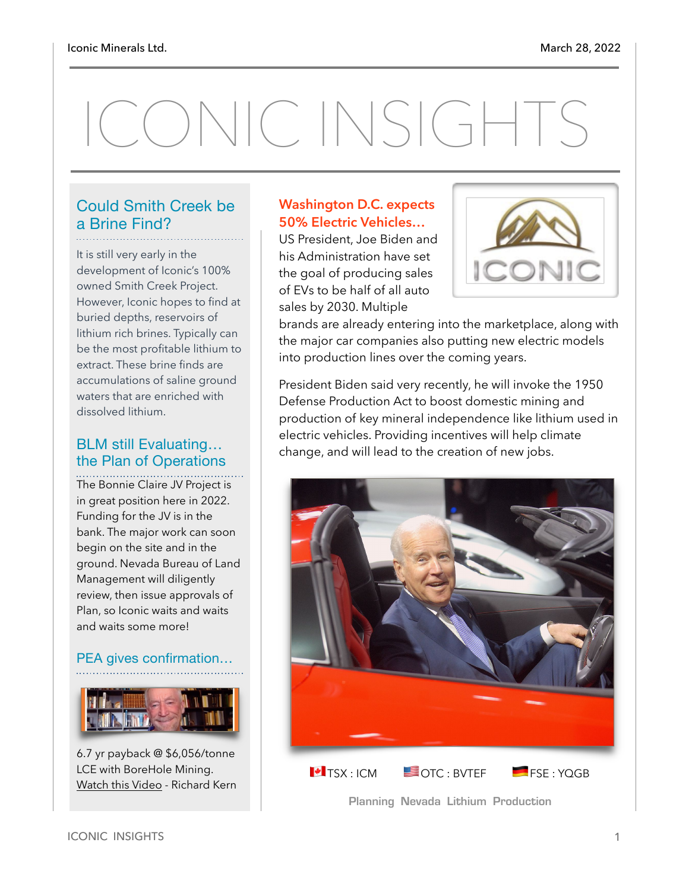Iconic Minerals Ltd.

March 28, 2022

# ICONIC INSIGHTS

## Could Smith Creek be a Brine Find?

It is still very early in the development of Iconic's 100% owned Smith Creek Project. However, Iconic hopes to find at buried depths, reservoirs of lithium rich brines. Typically can be the most profitable lithium to extract. These brine finds are accumulations of saline ground waters that are enriched with dissolved lithium.

## BLM still Evaluating… the Plan of Operations

The Bonnie Claire JV Project is in great position here in 2022. Funding for the JV is in the bank. The major work can soon begin on the site and in the ground. Nevada Bureau of Land Management will diligently review, then issue approvals of Plan, so Iconic waits and waits and waits some more!

## PEA gives confirmation…

6.7 yr payback @ $6,056/tonne LCE with BoreHole Mining.
Watch this Video - Richard Kern

## Washington D.C. expects 50% Electric Vehicles…

US President, Joe Biden and his Administration have set the goal of producing sales of EVs to be half of all auto sales by 2030. Multiple brands are already entering into the marketplace, along with the major car companies also putting new electric models into production lines over the coming years.

President Biden said very recently, he will invoke the 1950 Defense Production Act to boost domestic mining and production of key mineral independence like lithium used in electric vehicles. Providing incentives will help climate change, and will lead to the creation of new jobs.

TSX : ICM OTC : BVTEF FSE : YQGB

Planning Nevada Lithium Production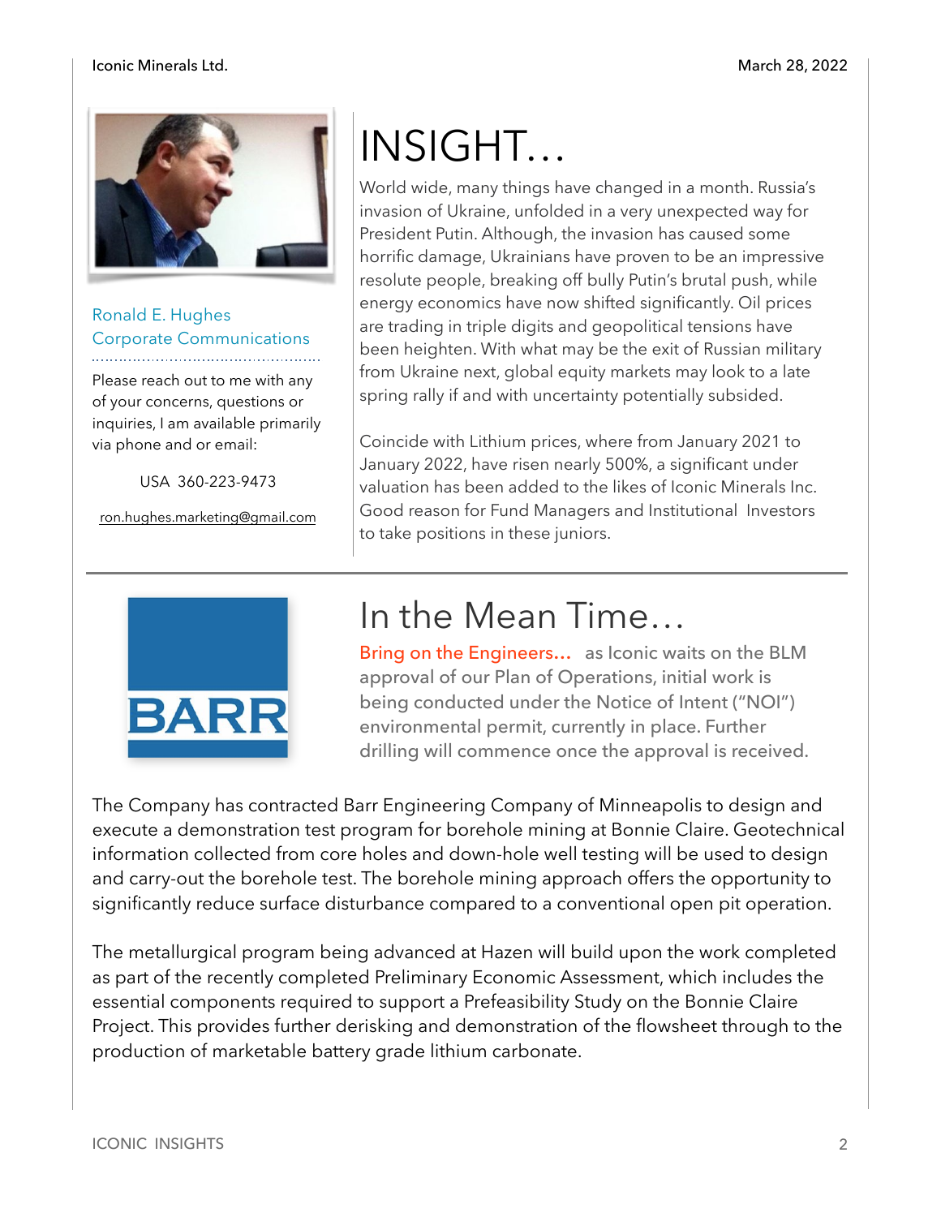Ronald E. Hughes
Corporate Communications

Please reach out to me with any of your concerns, questions or inquiries, I am available primarily via phone and or email:

USA 360-223-9473

ron.hughes.marketing@gmail.com

# INSIGHT…

World wide, many things have changed in a month. Russia's invasion of Ukraine, unfolded in a very unexpected way for President Putin. Although, the invasion has caused some horrific damage, Ukrainians have proven to be an impressive resolute people, breaking off bully Putin's brutal push, while energy economics have now shifted significantly. Oil prices are trading in triple digits and geopolitical tensions have been heighten. With what may be the exit of Russian military from Ukraine next, global equity markets may look to a late spring rally if and with uncertainty potentially subsided.

Coincide with Lithium prices, where from January 2021 to January 2022, have risen nearly 500%, a significant under valuation has been added to the likes of Iconic Minerals Inc. Good reason for Fund Managers and Institutional Investors to take positions in these juniors.

BARR

# In the Mean Time…

**Bring on the Engineers…** as Iconic waits on the BLM approval of our Plan of Operations, initial work is being conducted under the Notice of Intent ("NOI") environmental permit, currently in place. Further drilling will commence once the approval is received.

The Company has contracted Barr Engineering Company of Minneapolis to design and execute a demonstration test program for borehole mining at Bonnie Claire. Geotechnical information collected from core holes and down-hole well testing will be used to design and carry-out the borehole test. The borehole mining approach offers the opportunity to significantly reduce surface disturbance compared to a conventional open pit operation.

The metallurgical program being advanced at Hazen will build upon the work completed as part of the recently completed Preliminary Economic Assessment, which includes the essential components required to support a Prefeasibility Study on the Bonnie Claire Project. This provides further derisking and demonstration of the flowsheet through to the production of marketable battery grade lithium carbonate.